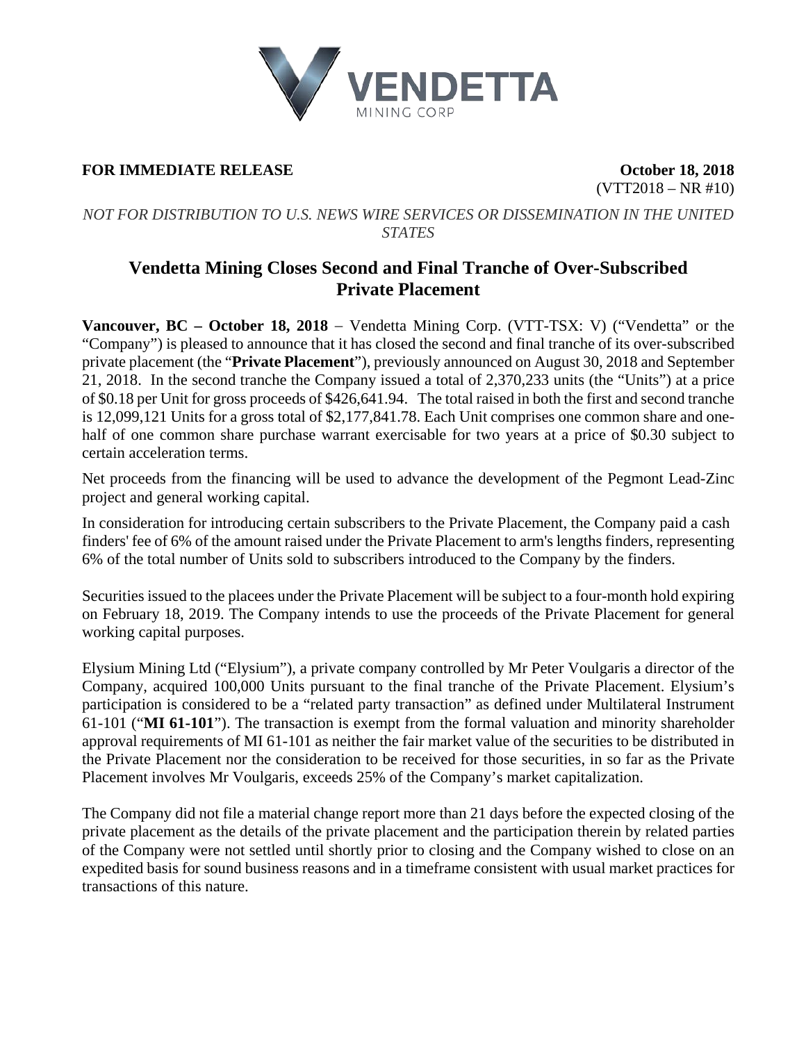**FOR IMMEDIATE RELEASE** **October 18, 2018**

(VTT2018 – NR #10)

*NOT FOR DISTRIBUTION TO U.S. NEWS WIRE SERVICES OR DISSEMINATION IN THE UNITED STATES*

# Vendetta Mining Closes Second and Final Tranche of Over-Subscribed Private Placement

**Vancouver, BC – October 18, 2018** – Vendetta Mining Corp. (VTT-TSX: V) ("Vendetta" or the "Company") is pleased to announce that it has closed the second and final tranche of its over-subscribed private placement (the "**Private Placement**"), previously announced on August 30, 2018 and September 21, 2018. In the second tranche the Company issued a total of 2,370,233 units (the "Units") at a price of $0.18 per Unit for gross proceeds of $426,641.94. The total raised in both the first and second tranche is 12,099,121 Units for a gross total of $2,177,841.78. Each Unit comprises one common share and one-half of one common share purchase warrant exercisable for two years at a price of $0.30 subject to certain acceleration terms.

Net proceeds from the financing will be used to advance the development of the Pegmont Lead-Zinc project and general working capital.

In consideration for introducing certain subscribers to the Private Placement, the Company paid a cash finders' fee of 6% of the amount raised under the Private Placement to arm's lengths finders, representing 6% of the total number of Units sold to subscribers introduced to the Company by the finders.

Securities issued to the placees under the Private Placement will be subject to a four-month hold expiring on February 18, 2019. The Company intends to use the proceeds of the Private Placement for general working capital purposes.

Elysium Mining Ltd ("Elysium"), a private company controlled by Mr Peter Voulgaris a director of the Company, acquired 100,000 Units pursuant to the final tranche of the Private Placement. Elysium's participation is considered to be a "related party transaction" as defined under Multilateral Instrument 61-101 ("**MI 61-101**"). The transaction is exempt from the formal valuation and minority shareholder approval requirements of MI 61-101 as neither the fair market value of the securities to be distributed in the Private Placement nor the consideration to be received for those securities, in so far as the Private Placement involves Mr Voulgaris, exceeds 25% of the Company's market capitalization.

The Company did not file a material change report more than 21 days before the expected closing of the private placement as the details of the private placement and the participation therein by related parties of the Company were not settled until shortly prior to closing and the Company wished to close on an expedited basis for sound business reasons and in a timeframe consistent with usual market practices for transactions of this nature.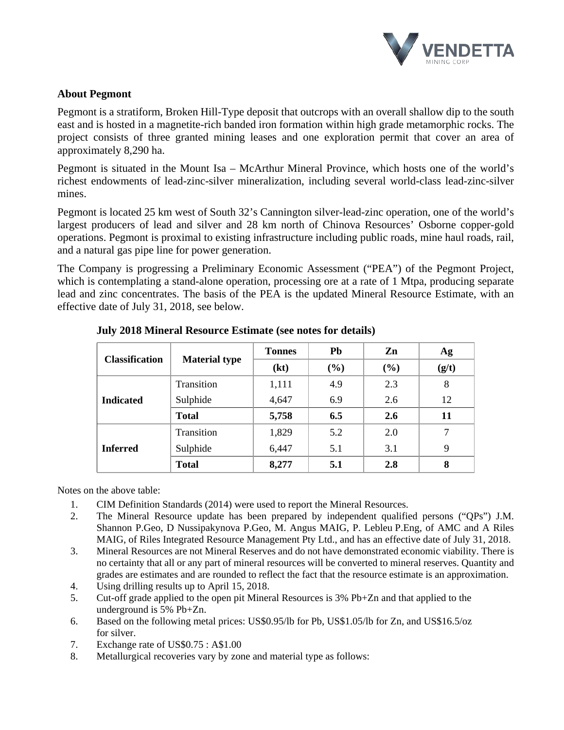## About Pegmont

Pegmont is a stratiform, Broken Hill-Type deposit that outcrops with an overall shallow dip to the south east and is hosted in a magnetite-rich banded iron formation within high grade metamorphic rocks. The project consists of three granted mining leases and one exploration permit that cover an area of approximately 8,290 ha.

Pegmont is situated in the Mount Isa – McArthur Mineral Province, which hosts one of the world's richest endowments of lead-zinc-silver mineralization, including several world-class lead-zinc-silver mines.

Pegmont is located 25 km west of South 32's Cannington silver-lead-zinc operation, one of the world's largest producers of lead and silver and 28 km north of Chinova Resources' Osborne copper-gold operations. Pegmont is proximal to existing infrastructure including public roads, mine haul roads, rail, and a natural gas pipe line for power generation.

The Company is progressing a Preliminary Economic Assessment ("PEA") of the Pegmont Project, which is contemplating a stand-alone operation, processing ore at a rate of 1 Mtpa, producing separate lead and zinc concentrates. The basis of the PEA is the updated Mineral Resource Estimate, with an effective date of July 31, 2018, see below.

**July 2018 Mineral Resource Estimate (see notes for details)**

| Classification | Material type | Tonnes | Pb | Zn | Ag |
|---|---|---|---|---|---|
| | | (kt) | (%) | (%) | (g/t) |
| Indicated | Transition | 1,111 | 4.9 | 2.3 | 8 |
| | Sulphide | 4,647 | 6.9 | 2.6 | 12 |
| | **Total** | **5,758** | **6.5** | **2.6** | **11** |
| Inferred | Transition | 1,829 | 5.2 | 2.0 | 7 |
| | Sulphide | 6,447 | 5.1 | 3.1 | 9 |
| | **Total** | **8,277** | **5.1** | **2.8** | **8** |

Notes on the above table:

1. CIM Definition Standards (2014) were used to report the Mineral Resources.
2. The Mineral Resource update has been prepared by independent qualified persons ("QPs") J.M. Shannon P.Geo, D Nussipakynova P.Geo, M. Angus MAIG, P. Lebleu P.Eng, of AMC and A Riles MAIG, of Riles Integrated Resource Management Pty Ltd., and has an effective date of July 31, 2018.
3. Mineral Resources are not Mineral Reserves and do not have demonstrated economic viability. There is no certainty that all or any part of mineral resources will be converted to mineral reserves. Quantity and grades are estimates and are rounded to reflect the fact that the resource estimate is an approximation.
4. Using drilling results up to April 15, 2018.
5. Cut-off grade applied to the open pit Mineral Resources is 3% Pb+Zn and that applied to the underground is 5% Pb+Zn.
6. Based on the following metal prices: US$0.95/lb for Pb, US$1.05/lb for Zn, and US$16.5/oz for silver.
7. Exchange rate of US$0.75 : A$1.00
8. Metallurgical recoveries vary by zone and material type as follows: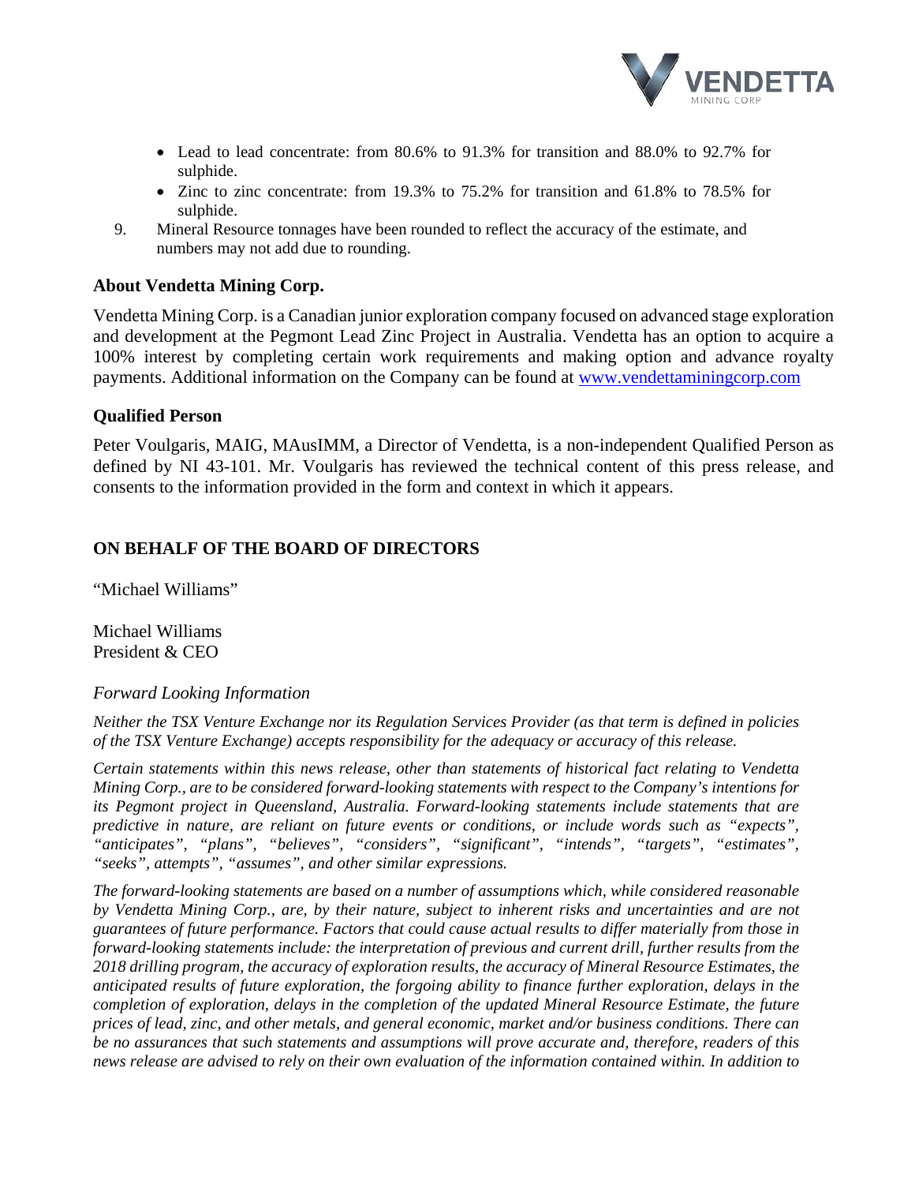- Lead to lead concentrate: from 80.6% to 91.3% for transition and 88.0% to 92.7% for sulphide.
- Zinc to zinc concentrate: from 19.3% to 75.2% for transition and 61.8% to 78.5% for sulphide.

9. Mineral Resource tonnages have been rounded to reflect the accuracy of the estimate, and numbers may not add due to rounding.

### About Vendetta Mining Corp.

Vendetta Mining Corp. is a Canadian junior exploration company focused on advanced stage exploration and development at the Pegmont Lead Zinc Project in Australia. Vendetta has an option to acquire a 100% interest by completing certain work requirements and making option and advance royalty payments. Additional information on the Company can be found at [www.vendettaminingcorp.com](http://www.vendettaminingcorp.com)

### Qualified Person

Peter Voulgaris, MAIG, MAusIMM, a Director of Vendetta, is a non-independent Qualified Person as defined by NI 43-101. Mr. Voulgaris has reviewed the technical content of this press release, and consents to the information provided in the form and context in which it appears.

### ON BEHALF OF THE BOARD OF DIRECTORS

"Michael Williams"

Michael Williams
President & CEO

*Forward Looking Information*

*Neither the TSX Venture Exchange nor its Regulation Services Provider (as that term is defined in policies of the TSX Venture Exchange) accepts responsibility for the adequacy or accuracy of this release.*

*Certain statements within this news release, other than statements of historical fact relating to Vendetta Mining Corp., are to be considered forward-looking statements with respect to the Company's intentions for its Pegmont project in Queensland, Australia. Forward-looking statements include statements that are predictive in nature, are reliant on future events or conditions, or include words such as "expects", "anticipates", "plans", "believes", "considers", "significant", "intends", "targets", "estimates", "seeks", attempts", "assumes", and other similar expressions.*

*The forward-looking statements are based on a number of assumptions which, while considered reasonable by Vendetta Mining Corp., are, by their nature, subject to inherent risks and uncertainties and are not guarantees of future performance. Factors that could cause actual results to differ materially from those in forward-looking statements include: the interpretation of previous and current drill, further results from the 2018 drilling program, the accuracy of exploration results, the accuracy of Mineral Resource Estimates, the anticipated results of future exploration, the forgoing ability to finance further exploration, delays in the completion of exploration, delays in the completion of the updated Mineral Resource Estimate, the future prices of lead, zinc, and other metals, and general economic, market and/or business conditions. There can be no assurances that such statements and assumptions will prove accurate and, therefore, readers of this news release are advised to rely on their own evaluation of the information contained within. In addition to*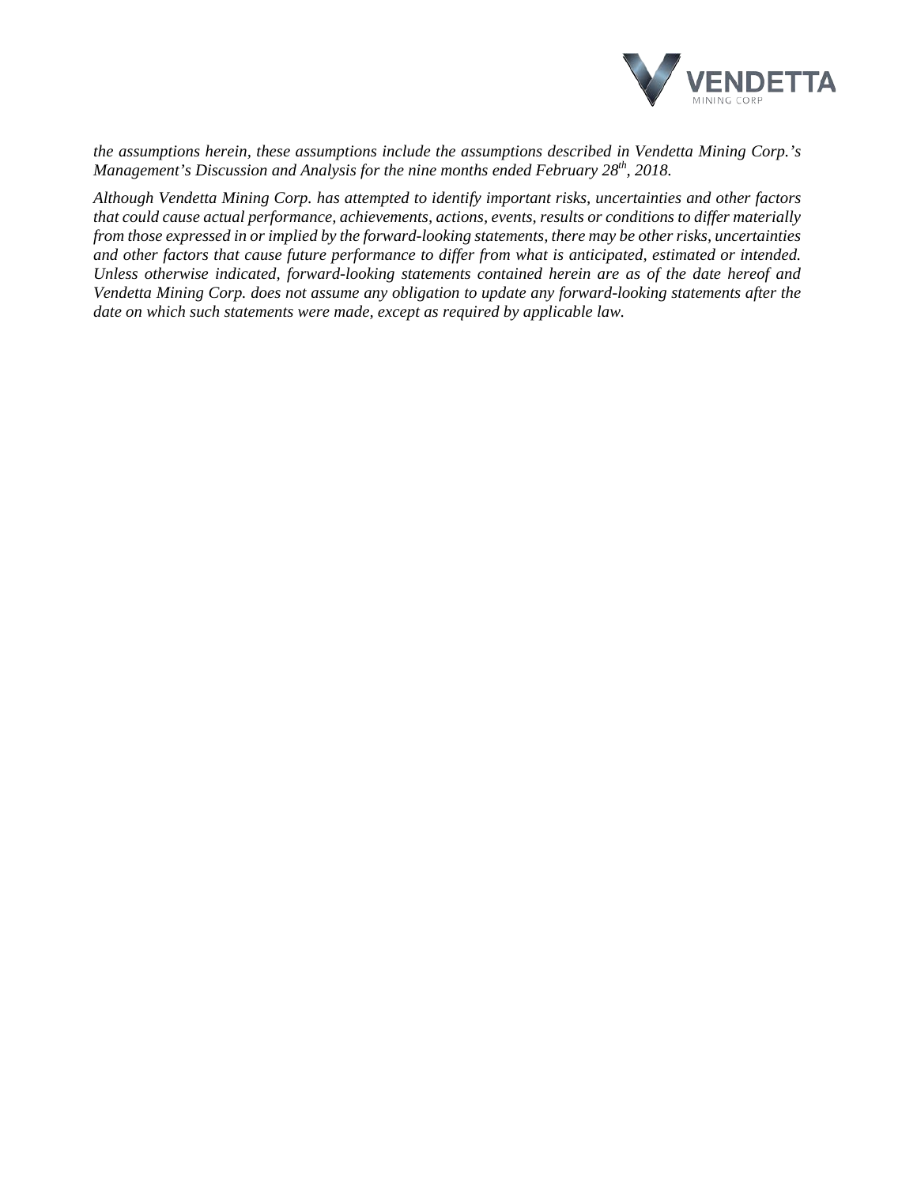*the assumptions herein, these assumptions include the assumptions described in Vendetta Mining Corp.'s Management's Discussion and Analysis for the nine months ended February 28th, 2018.*

*Although Vendetta Mining Corp. has attempted to identify important risks, uncertainties and other factors that could cause actual performance, achievements, actions, events, results or conditions to differ materially from those expressed in or implied by the forward-looking statements, there may be other risks, uncertainties and other factors that cause future performance to differ from what is anticipated, estimated or intended. Unless otherwise indicated, forward-looking statements contained herein are as of the date hereof and Vendetta Mining Corp. does not assume any obligation to update any forward-looking statements after the date on which such statements were made, except as required by applicable law.*